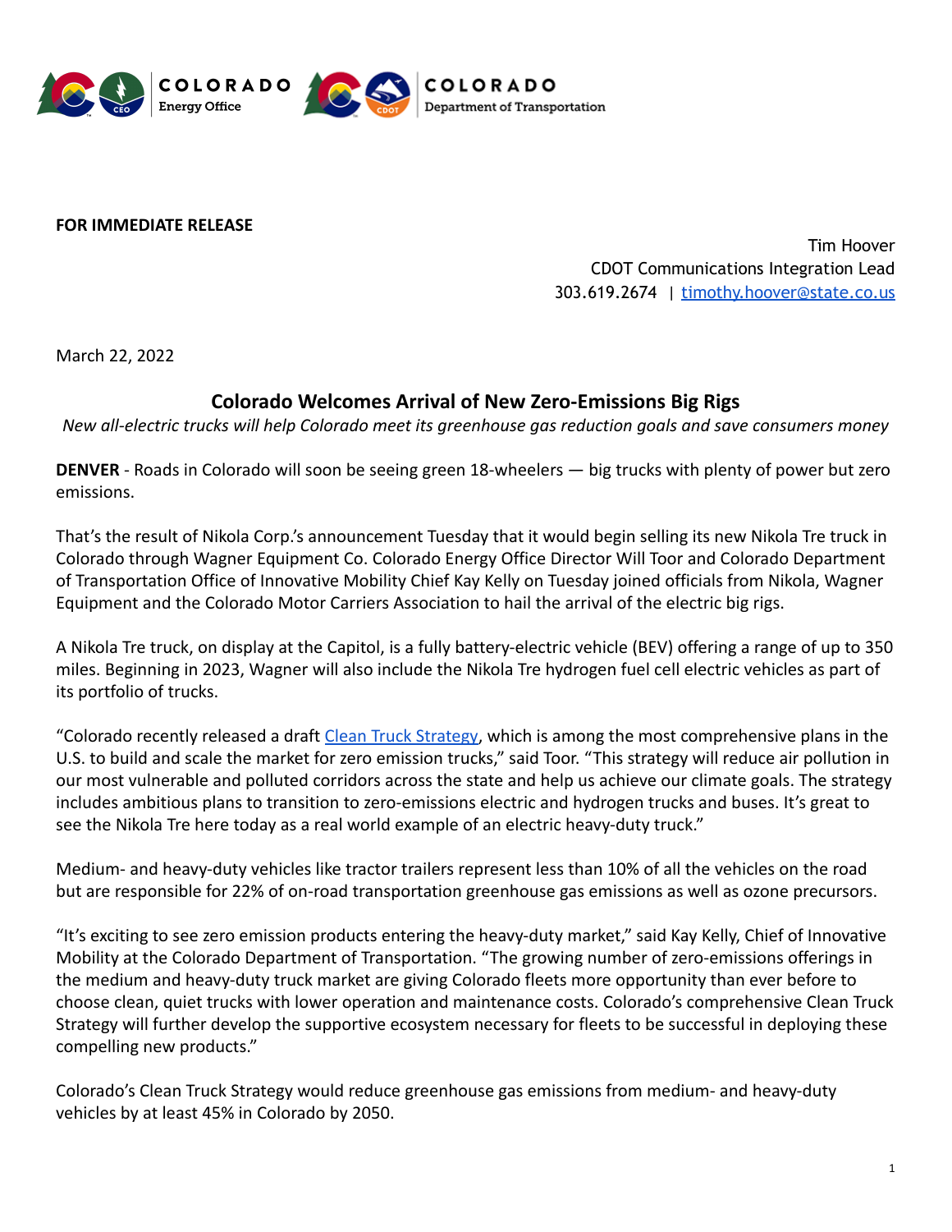COLORADO Energy Office | COLORADO Department of Transportation

**FOR IMMEDIATE RELEASE**

Tim Hoover
CDOT Communications Integration Lead
303.619.2674 | [timothy.hoover@state.co.us](mailto:timothy.hoover@state.co.us)

March 22, 2022

## Colorado Welcomes Arrival of New Zero-Emissions Big Rigs

*New all-electric trucks will help Colorado meet its greenhouse gas reduction goals and save consumers money*

**DENVER** - Roads in Colorado will soon be seeing green 18-wheelers — big trucks with plenty of power but zero emissions.

That's the result of Nikola Corp.'s announcement Tuesday that it would begin selling its new Nikola Tre truck in Colorado through Wagner Equipment Co. Colorado Energy Office Director Will Toor and Colorado Department of Transportation Office of Innovative Mobility Chief Kay Kelly on Tuesday joined officials from Nikola, Wagner Equipment and the Colorado Motor Carriers Association to hail the arrival of the electric big rigs.

A Nikola Tre truck, on display at the Capitol, is a fully battery-electric vehicle (BEV) offering a range of up to 350 miles. Beginning in 2023, Wagner will also include the Nikola Tre hydrogen fuel cell electric vehicles as part of its portfolio of trucks.

"Colorado recently released a draft [Clean Truck Strategy](), which is among the most comprehensive plans in the U.S. to build and scale the market for zero emission trucks," said Toor. "This strategy will reduce air pollution in our most vulnerable and polluted corridors across the state and help us achieve our climate goals. The strategy includes ambitious plans to transition to zero-emissions electric and hydrogen trucks and buses. It's great to see the Nikola Tre here today as a real world example of an electric heavy-duty truck."

Medium- and heavy-duty vehicles like tractor trailers represent less than 10% of all the vehicles on the road but are responsible for 22% of on-road transportation greenhouse gas emissions as well as ozone precursors.

"It's exciting to see zero emission products entering the heavy-duty market," said Kay Kelly, Chief of Innovative Mobility at the Colorado Department of Transportation. "The growing number of zero-emissions offerings in the medium and heavy-duty truck market are giving Colorado fleets more opportunity than ever before to choose clean, quiet trucks with lower operation and maintenance costs. Colorado's comprehensive Clean Truck Strategy will further develop the supportive ecosystem necessary for fleets to be successful in deploying these compelling new products."

Colorado's Clean Truck Strategy would reduce greenhouse gas emissions from medium- and heavy-duty vehicles by at least 45% in Colorado by 2050.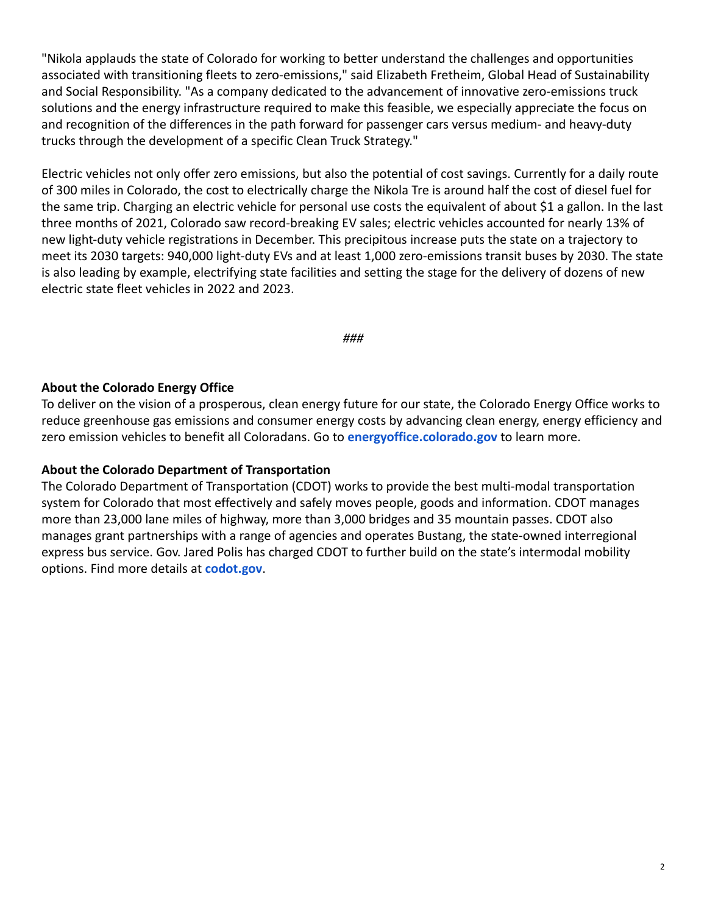"Nikola applauds the state of Colorado for working to better understand the challenges and opportunities associated with transitioning fleets to zero-emissions," said Elizabeth Fretheim, Global Head of Sustainability and Social Responsibility. "As a company dedicated to the advancement of innovative zero-emissions truck solutions and the energy infrastructure required to make this feasible, we especially appreciate the focus on and recognition of the differences in the path forward for passenger cars versus medium- and heavy-duty trucks through the development of a specific Clean Truck Strategy."

Electric vehicles not only offer zero emissions, but also the potential of cost savings. Currently for a daily route of 300 miles in Colorado, the cost to electrically charge the Nikola Tre is around half the cost of diesel fuel for the same trip. Charging an electric vehicle for personal use costs the equivalent of about $1 a gallon. In the last three months of 2021, Colorado saw record-breaking EV sales; electric vehicles accounted for nearly 13% of new light-duty vehicle registrations in December. This precipitous increase puts the state on a trajectory to meet its 2030 targets: 940,000 light-duty EVs and at least 1,000 zero-emissions transit buses by 2030. The state is also leading by example, electrifying state facilities and setting the stage for the delivery of dozens of new electric state fleet vehicles in 2022 and 2023.

*###*

**About the Colorado Energy Office**

To deliver on the vision of a prosperous, clean energy future for our state, the Colorado Energy Office works to reduce greenhouse gas emissions and consumer energy costs by advancing clean energy, energy efficiency and zero emission vehicles to benefit all Coloradans. Go to **energyoffice.colorado.gov** to learn more.

**About the Colorado Department of Transportation**

The Colorado Department of Transportation (CDOT) works to provide the best multi-modal transportation system for Colorado that most effectively and safely moves people, goods and information. CDOT manages more than 23,000 lane miles of highway, more than 3,000 bridges and 35 mountain passes. CDOT also manages grant partnerships with a range of agencies and operates Bustang, the state-owned interregional express bus service. Gov. Jared Polis has charged CDOT to further build on the state's intermodal mobility options. Find more details at **codot.gov**.